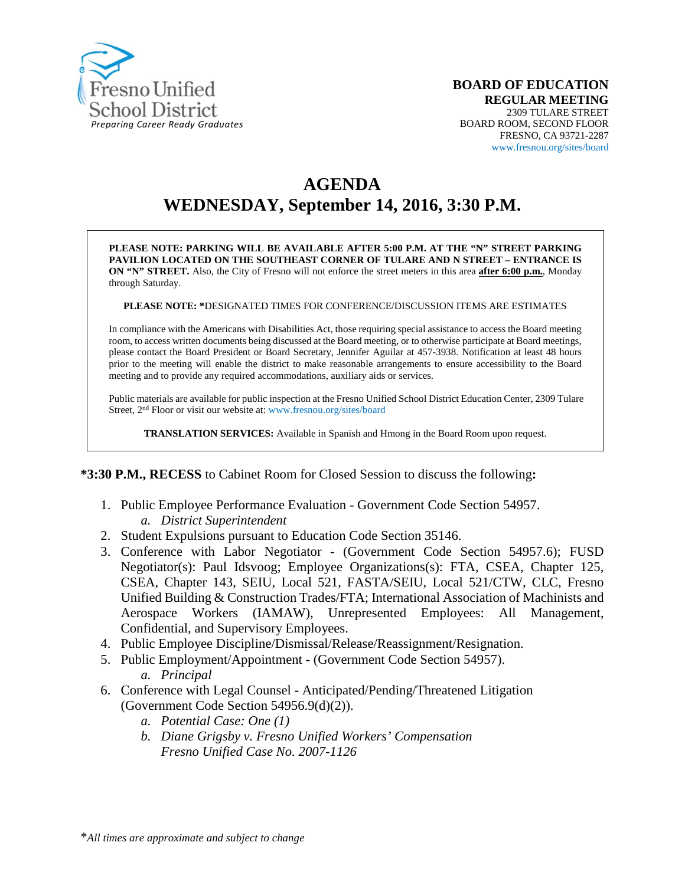Fresno Unified School District
*Preparing Career Ready Graduates*

**BOARD OF EDUCATION**
**REGULAR MEETING**
2309 TULARE STREET
BOARD ROOM, SECOND FLOOR
FRESNO, CA 93721-2287
www.fresnou.org/sites/board

# AGENDA
# WEDNESDAY, September 14, 2016, 3:30 P.M.

**PLEASE NOTE: PARKING WILL BE AVAILABLE AFTER 5:00 P.M. AT THE "N" STREET PARKING PAVILION LOCATED ON THE SOUTHEAST CORNER OF TULARE AND N STREET – ENTRANCE IS ON "N" STREET.** Also, the City of Fresno will not enforce the street meters in this area **after 6:00 p.m.**, Monday through Saturday.

**PLEASE NOTE: ***DESIGNATED TIMES FOR CONFERENCE/DISCUSSION ITEMS ARE ESTIMATES

In compliance with the Americans with Disabilities Act, those requiring special assistance to access the Board meeting room, to access written documents being discussed at the Board meeting, or to otherwise participate at Board meetings, please contact the Board President or Board Secretary, Jennifer Aguilar at 457-3938. Notification at least 48 hours prior to the meeting will enable the district to make reasonable arrangements to ensure accessibility to the Board meeting and to provide any required accommodations, auxiliary aids or services.

Public materials are available for public inspection at the Fresno Unified School District Education Center, 2309 Tulare Street, 2nd Floor or visit our website at: www.fresnou.org/sites/board

**TRANSLATION SERVICES:** Available in Spanish and Hmong in the Board Room upon request.

***3:30 P.M., RECESS** to Cabinet Room for Closed Session to discuss the following**:**

1. Public Employee Performance Evaluation - Government Code Section 54957.
   a. *District Superintendent*
2. Student Expulsions pursuant to Education Code Section 35146.
3. Conference with Labor Negotiator - (Government Code Section 54957.6); FUSD Negotiator(s): Paul Idsvoog; Employee Organizations(s): FTA, CSEA, Chapter 125, CSEA, Chapter 143, SEIU, Local 521, FASTA/SEIU, Local 521/CTW, CLC, Fresno Unified Building & Construction Trades/FTA; International Association of Machinists and Aerospace Workers (IAMAW), Unrepresented Employees: All Management, Confidential, and Supervisory Employees.
4. Public Employee Discipline/Dismissal/Release/Reassignment/Resignation.
5. Public Employment/Appointment - (Government Code Section 54957).
   a. *Principal*
6. Conference with Legal Counsel **-** Anticipated/Pending/Threatened Litigation (Government Code Section 54956.9(d)(2)).
   a. *Potential Case: One (1)*
   b. *Diane Grigsby v. Fresno Unified Workers' Compensation Fresno Unified Case No. 2007-1126*

**All times are approximate and subject to change*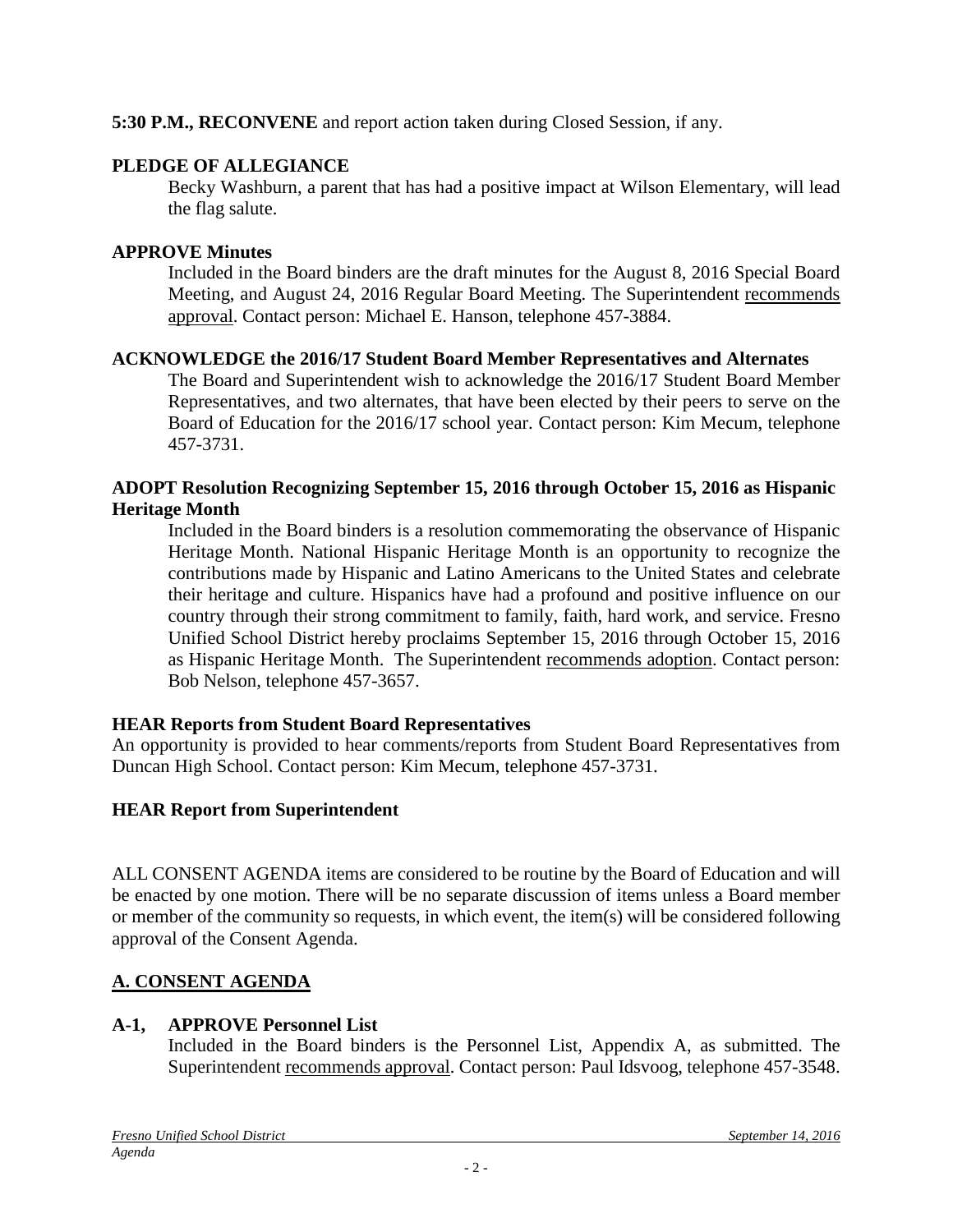**5:30 P.M., RECONVENE** and report action taken during Closed Session, if any.

**PLEDGE OF ALLEGIANCE**

Becky Washburn, a parent that has had a positive impact at Wilson Elementary, will lead the flag salute.

**APPROVE Minutes**

Included in the Board binders are the draft minutes for the August 8, 2016 Special Board Meeting, and August 24, 2016 Regular Board Meeting. The Superintendent recommends approval. Contact person: Michael E. Hanson, telephone 457-3884.

**ACKNOWLEDGE the 2016/17 Student Board Member Representatives and Alternates**

The Board and Superintendent wish to acknowledge the 2016/17 Student Board Member Representatives, and two alternates, that have been elected by their peers to serve on the Board of Education for the 2016/17 school year. Contact person: Kim Mecum, telephone 457-3731.

**ADOPT Resolution Recognizing September 15, 2016 through October 15, 2016 as Hispanic Heritage Month**

Included in the Board binders is a resolution commemorating the observance of Hispanic Heritage Month. National Hispanic Heritage Month is an opportunity to recognize the contributions made by Hispanic and Latino Americans to the United States and celebrate their heritage and culture. Hispanics have had a profound and positive influence on our country through their strong commitment to family, faith, hard work, and service. Fresno Unified School District hereby proclaims September 15, 2016 through October 15, 2016 as Hispanic Heritage Month. The Superintendent recommends adoption. Contact person: Bob Nelson, telephone 457-3657.

**HEAR Reports from Student Board Representatives**

An opportunity is provided to hear comments/reports from Student Board Representatives from Duncan High School. Contact person: Kim Mecum, telephone 457-3731.

**HEAR Report from Superintendent**

ALL CONSENT AGENDA items are considered to be routine by the Board of Education and will be enacted by one motion. There will be no separate discussion of items unless a Board member or member of the community so requests, in which event, the item(s) will be considered following approval of the Consent Agenda.

## A. CONSENT AGENDA

**A-1, APPROVE Personnel List**

Included in the Board binders is the Personnel List, Appendix A, as submitted. The Superintendent recommends approval. Contact person: Paul Idsvoog, telephone 457-3548.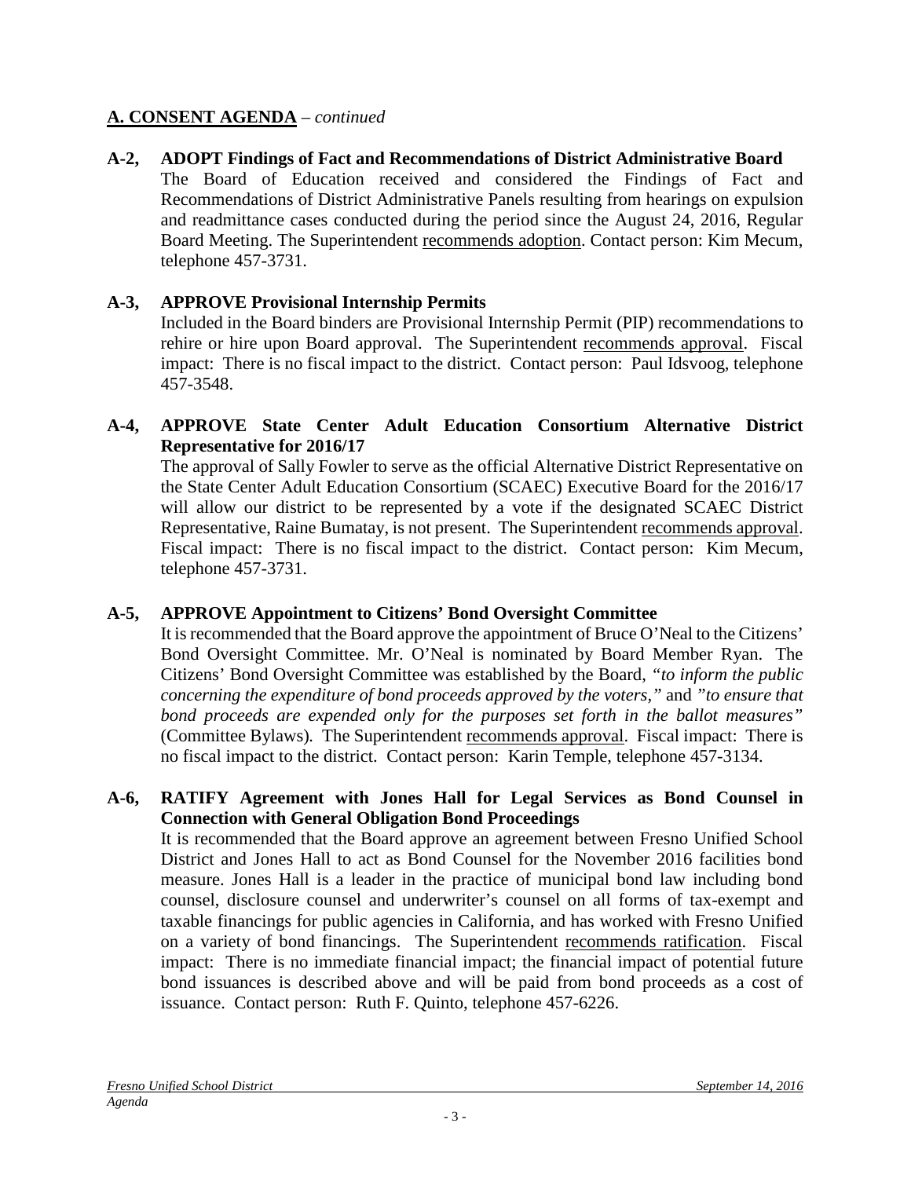## A. CONSENT AGENDA – *continued*

**A-2, ADOPT Findings of Fact and Recommendations of District Administrative Board**

The Board of Education received and considered the Findings of Fact and Recommendations of District Administrative Panels resulting from hearings on expulsion and readmittance cases conducted during the period since the August 24, 2016, Regular Board Meeting. The Superintendent recommends adoption. Contact person: Kim Mecum, telephone 457-3731.

**A-3, APPROVE Provisional Internship Permits**

Included in the Board binders are Provisional Internship Permit (PIP) recommendations to rehire or hire upon Board approval. The Superintendent recommends approval. Fiscal impact: There is no fiscal impact to the district. Contact person: Paul Idsvoog, telephone 457-3548.

**A-4, APPROVE State Center Adult Education Consortium Alternative District Representative for 2016/17**

The approval of Sally Fowler to serve as the official Alternative District Representative on the State Center Adult Education Consortium (SCAEC) Executive Board for the 2016/17 will allow our district to be represented by a vote if the designated SCAEC District Representative, Raine Bumatay, is not present. The Superintendent recommends approval. Fiscal impact: There is no fiscal impact to the district. Contact person: Kim Mecum, telephone 457-3731.

**A-5, APPROVE Appointment to Citizens' Bond Oversight Committee**

It is recommended that the Board approve the appointment of Bruce O'Neal to the Citizens' Bond Oversight Committee. Mr. O'Neal is nominated by Board Member Ryan. The Citizens' Bond Oversight Committee was established by the Board, *"to inform the public concerning the expenditure of bond proceeds approved by the voters,"* and *"to ensure that bond proceeds are expended only for the purposes set forth in the ballot measures"* (Committee Bylaws). The Superintendent recommends approval. Fiscal impact: There is no fiscal impact to the district. Contact person: Karin Temple, telephone 457-3134.

**A-6, RATIFY Agreement with Jones Hall for Legal Services as Bond Counsel in Connection with General Obligation Bond Proceedings**

It is recommended that the Board approve an agreement between Fresno Unified School District and Jones Hall to act as Bond Counsel for the November 2016 facilities bond measure. Jones Hall is a leader in the practice of municipal bond law including bond counsel, disclosure counsel and underwriter's counsel on all forms of tax-exempt and taxable financings for public agencies in California, and has worked with Fresno Unified on a variety of bond financings. The Superintendent recommends ratification. Fiscal impact: There is no immediate financial impact; the financial impact of potential future bond issuances is described above and will be paid from bond proceeds as a cost of issuance. Contact person: Ruth F. Quinto, telephone 457-6226.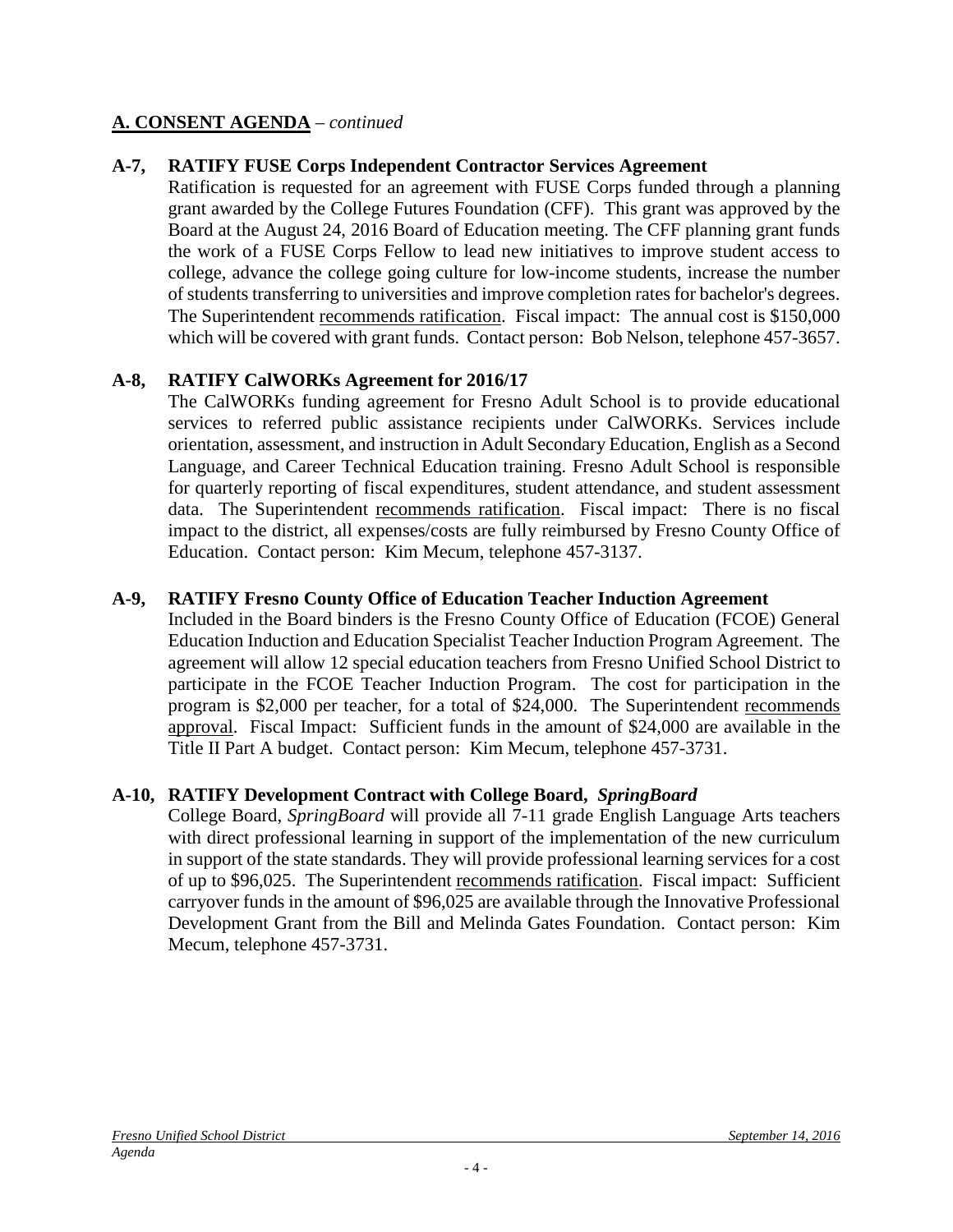## A. CONSENT AGENDA – *continued*

### A-7, RATIFY FUSE Corps Independent Contractor Services Agreement

Ratification is requested for an agreement with FUSE Corps funded through a planning grant awarded by the College Futures Foundation (CFF). This grant was approved by the Board at the August 24, 2016 Board of Education meeting. The CFF planning grant funds the work of a FUSE Corps Fellow to lead new initiatives to improve student access to college, advance the college going culture for low-income students, increase the number of students transferring to universities and improve completion rates for bachelor's degrees. The Superintendent recommends ratification. Fiscal impact: The annual cost is $150,000 which will be covered with grant funds. Contact person: Bob Nelson, telephone 457-3657.

### A-8, RATIFY CalWORKs Agreement for 2016/17

The CalWORKs funding agreement for Fresno Adult School is to provide educational services to referred public assistance recipients under CalWORKs. Services include orientation, assessment, and instruction in Adult Secondary Education, English as a Second Language, and Career Technical Education training. Fresno Adult School is responsible for quarterly reporting of fiscal expenditures, student attendance, and student assessment data. The Superintendent recommends ratification. Fiscal impact: There is no fiscal impact to the district, all expenses/costs are fully reimbursed by Fresno County Office of Education. Contact person: Kim Mecum, telephone 457-3137.

### A-9, RATIFY Fresno County Office of Education Teacher Induction Agreement

Included in the Board binders is the Fresno County Office of Education (FCOE) General Education Induction and Education Specialist Teacher Induction Program Agreement. The agreement will allow 12 special education teachers from Fresno Unified School District to participate in the FCOE Teacher Induction Program. The cost for participation in the program is $2,000 per teacher, for a total of $24,000. The Superintendent recommends approval. Fiscal Impact: Sufficient funds in the amount of $24,000 are available in the Title II Part A budget. Contact person: Kim Mecum, telephone 457-3731.

### A-10, RATIFY Development Contract with College Board, *SpringBoard*

College Board, *SpringBoard* will provide all 7-11 grade English Language Arts teachers with direct professional learning in support of the implementation of the new curriculum in support of the state standards. They will provide professional learning services for a cost of up to $96,025. The Superintendent recommends ratification. Fiscal impact: Sufficient carryover funds in the amount of $96,025 are available through the Innovative Professional Development Grant from the Bill and Melinda Gates Foundation. Contact person: Kim Mecum, telephone 457-3731.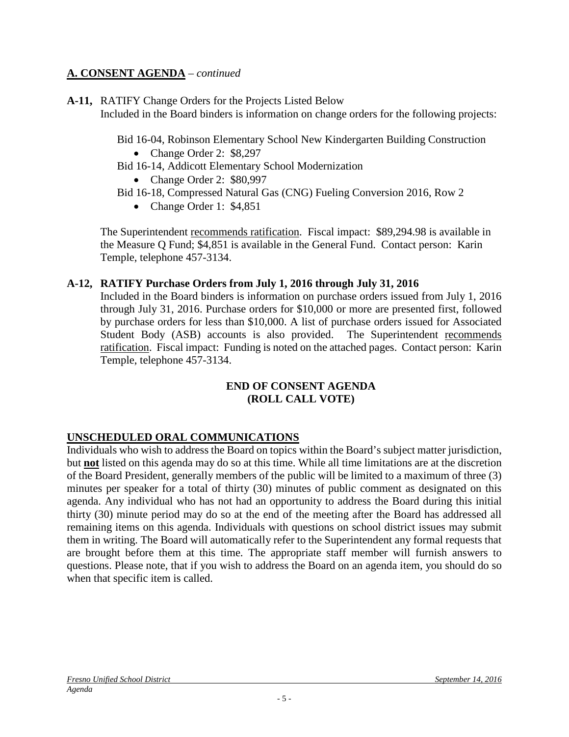## A. CONSENT AGENDA – *continued*

**A-11,** RATIFY Change Orders for the Projects Listed Below
Included in the Board binders is information on change orders for the following projects:

Bid 16-04, Robinson Elementary School New Kindergarten Building Construction

- Change Order 2: $8,297

Bid 16-14, Addicott Elementary School Modernization

- Change Order 2: $80,997

Bid 16-18, Compressed Natural Gas (CNG) Fueling Conversion 2016, Row 2

- Change Order 1: $4,851

The Superintendent recommends ratification. Fiscal impact: $89,294.98 is available in the Measure Q Fund; $4,851 is available in the General Fund. Contact person: Karin Temple, telephone 457-3134.

**A-12, RATIFY Purchase Orders from July 1, 2016 through July 31, 2016**
Included in the Board binders is information on purchase orders issued from July 1, 2016 through July 31, 2016. Purchase orders for $10,000 or more are presented first, followed by purchase orders for less than $10,000. A list of purchase orders issued for Associated Student Body (ASB) accounts is also provided. The Superintendent recommends ratification. Fiscal impact: Funding is noted on the attached pages. Contact person: Karin Temple, telephone 457-3134.

**END OF CONSENT AGENDA**
**(ROLL CALL VOTE)**

## UNSCHEDULED ORAL COMMUNICATIONS

Individuals who wish to address the Board on topics within the Board's subject matter jurisdiction, but **not** listed on this agenda may do so at this time. While all time limitations are at the discretion of the Board President, generally members of the public will be limited to a maximum of three (3) minutes per speaker for a total of thirty (30) minutes of public comment as designated on this agenda. Any individual who has not had an opportunity to address the Board during this initial thirty (30) minute period may do so at the end of the meeting after the Board has addressed all remaining items on this agenda. Individuals with questions on school district issues may submit them in writing. The Board will automatically refer to the Superintendent any formal requests that are brought before them at this time. The appropriate staff member will furnish answers to questions. Please note, that if you wish to address the Board on an agenda item, you should do so when that specific item is called.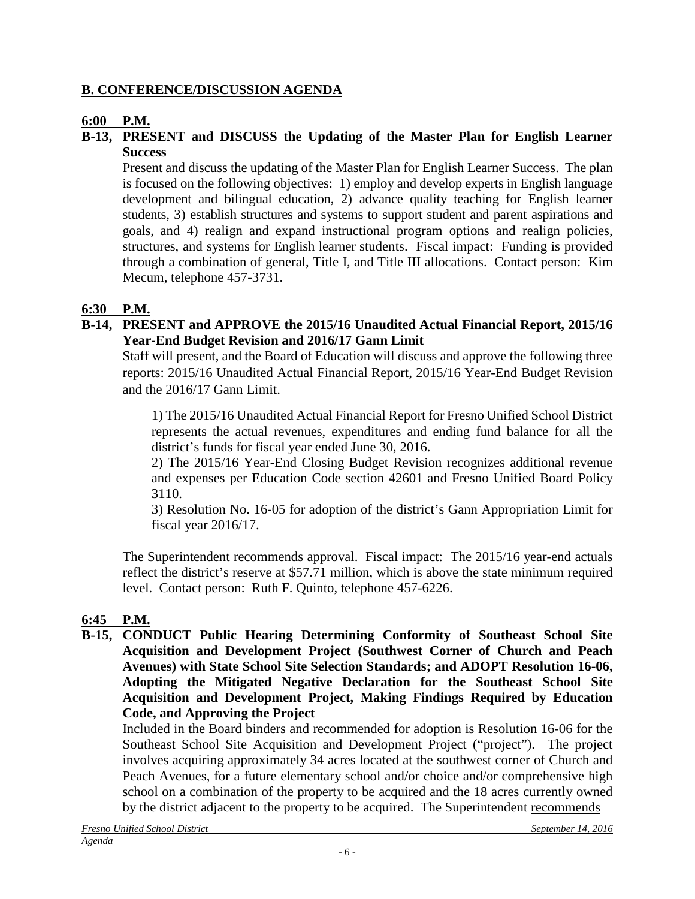## B. CONFERENCE/DISCUSSION AGENDA

**6:00 P.M.**

**B-13, PRESENT and DISCUSS the Updating of the Master Plan for English Learner Success**

Present and discuss the updating of the Master Plan for English Learner Success. The plan is focused on the following objectives: 1) employ and develop experts in English language development and bilingual education, 2) advance quality teaching for English learner students, 3) establish structures and systems to support student and parent aspirations and goals, and 4) realign and expand instructional program options and realign policies, structures, and systems for English learner students. Fiscal impact: Funding is provided through a combination of general, Title I, and Title III allocations. Contact person: Kim Mecum, telephone 457-3731.

**6:30 P.M.**

**B-14, PRESENT and APPROVE the 2015/16 Unaudited Actual Financial Report, 2015/16 Year-End Budget Revision and 2016/17 Gann Limit**

Staff will present, and the Board of Education will discuss and approve the following three reports: 2015/16 Unaudited Actual Financial Report, 2015/16 Year-End Budget Revision and the 2016/17 Gann Limit.

1) The 2015/16 Unaudited Actual Financial Report for Fresno Unified School District represents the actual revenues, expenditures and ending fund balance for all the district's funds for fiscal year ended June 30, 2016.
2) The 2015/16 Year-End Closing Budget Revision recognizes additional revenue and expenses per Education Code section 42601 and Fresno Unified Board Policy 3110.
3) Resolution No. 16-05 for adoption of the district's Gann Appropriation Limit for fiscal year 2016/17.

The Superintendent recommends approval. Fiscal impact: The 2015/16 year-end actuals reflect the district's reserve at $57.71 million, which is above the state minimum required level. Contact person: Ruth F. Quinto, telephone 457-6226.

**6:45 P.M.**

**B-15, CONDUCT Public Hearing Determining Conformity of Southeast School Site Acquisition and Development Project (Southwest Corner of Church and Peach Avenues) with State School Site Selection Standards; and ADOPT Resolution 16-06, Adopting the Mitigated Negative Declaration for the Southeast School Site Acquisition and Development Project, Making Findings Required by Education Code, and Approving the Project**

Included in the Board binders and recommended for adoption is Resolution 16-06 for the Southeast School Site Acquisition and Development Project ("project"). The project involves acquiring approximately 34 acres located at the southwest corner of Church and Peach Avenues, for a future elementary school and/or choice and/or comprehensive high school on a combination of the property to be acquired and the 18 acres currently owned by the district adjacent to the property to be acquired. The Superintendent recommends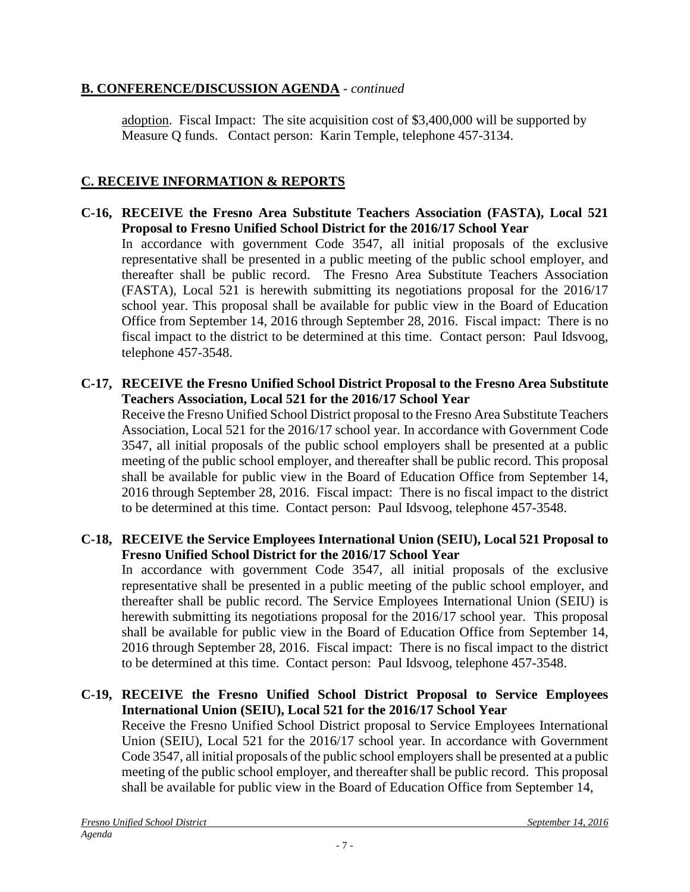## B. CONFERENCE/DISCUSSION AGENDA - *continued*

adoption. Fiscal Impact: The site acquisition cost of $3,400,000 will be supported by Measure Q funds. Contact person: Karin Temple, telephone 457-3134.

## C. RECEIVE INFORMATION & REPORTS

**C-16, RECEIVE the Fresno Area Substitute Teachers Association (FASTA), Local 521 Proposal to Fresno Unified School District for the 2016/17 School Year**

In accordance with government Code 3547, all initial proposals of the exclusive representative shall be presented in a public meeting of the public school employer, and thereafter shall be public record. The Fresno Area Substitute Teachers Association (FASTA), Local 521 is herewith submitting its negotiations proposal for the 2016/17 school year. This proposal shall be available for public view in the Board of Education Office from September 14, 2016 through September 28, 2016. Fiscal impact: There is no fiscal impact to the district to be determined at this time. Contact person: Paul Idsvoog, telephone 457-3548.

**C-17, RECEIVE the Fresno Unified School District Proposal to the Fresno Area Substitute Teachers Association, Local 521 for the 2016/17 School Year**

Receive the Fresno Unified School District proposal to the Fresno Area Substitute Teachers Association, Local 521 for the 2016/17 school year. In accordance with Government Code 3547, all initial proposals of the public school employers shall be presented at a public meeting of the public school employer, and thereafter shall be public record. This proposal shall be available for public view in the Board of Education Office from September 14, 2016 through September 28, 2016. Fiscal impact: There is no fiscal impact to the district to be determined at this time. Contact person: Paul Idsvoog, telephone 457-3548.

**C-18, RECEIVE the Service Employees International Union (SEIU), Local 521 Proposal to Fresno Unified School District for the 2016/17 School Year**

In accordance with government Code 3547, all initial proposals of the exclusive representative shall be presented in a public meeting of the public school employer, and thereafter shall be public record. The Service Employees International Union (SEIU) is herewith submitting its negotiations proposal for the 2016/17 school year. This proposal shall be available for public view in the Board of Education Office from September 14, 2016 through September 28, 2016. Fiscal impact: There is no fiscal impact to the district to be determined at this time. Contact person: Paul Idsvoog, telephone 457-3548.

**C-19, RECEIVE the Fresno Unified School District Proposal to Service Employees International Union (SEIU), Local 521 for the 2016/17 School Year**

Receive the Fresno Unified School District proposal to Service Employees International Union (SEIU), Local 521 for the 2016/17 school year. In accordance with Government Code 3547, all initial proposals of the public school employers shall be presented at a public meeting of the public school employer, and thereafter shall be public record. This proposal shall be available for public view in the Board of Education Office from September 14,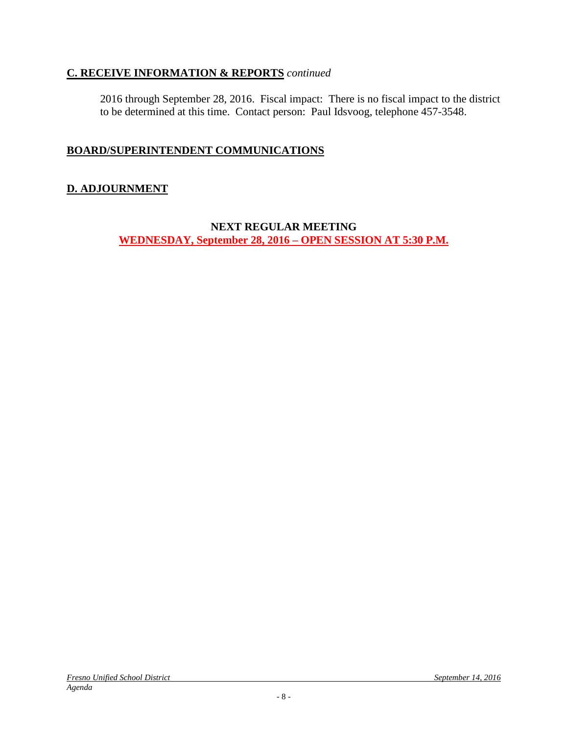## C. RECEIVE INFORMATION & REPORTS *continued*

2016 through September 28, 2016. Fiscal impact: There is no fiscal impact to the district to be determined at this time. Contact person: Paul Idsvoog, telephone 457-3548.

## BOARD/SUPERINTENDENT COMMUNICATIONS

## D. ADJOURNMENT

**NEXT REGULAR MEETING**

**WEDNESDAY, September 28, 2016 – OPEN SESSION AT 5:30 P.M.**